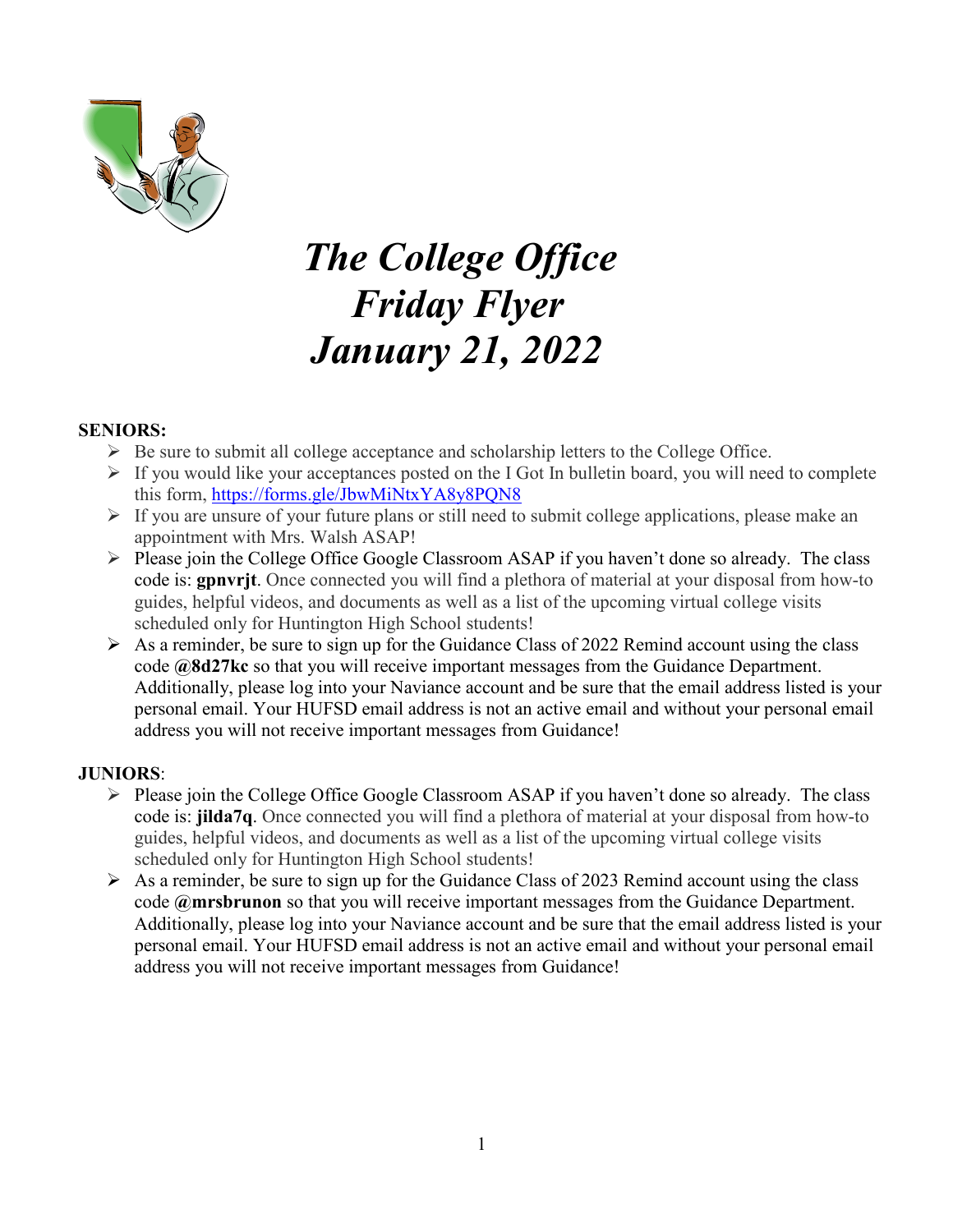# *The College Office Friday Flyer January 21, 2022*

**SENIORS:**

- Be sure to submit all college acceptance and scholarship letters to the College Office.
- If you would like your acceptances posted on the I Got In bulletin board, you will need to complete this form, https://forms.gle/JbwMiNtxYA8y8PQN8
- If you are unsure of your future plans or still need to submit college applications, please make an appointment with Mrs. Walsh ASAP!
- Please join the College Office Google Classroom ASAP if you haven't done so already. The class code is: **gpnvrjt**. Once connected you will find a plethora of material at your disposal from how-to guides, helpful videos, and documents as well as a list of the upcoming virtual college visits scheduled only for Huntington High School students!
- As a reminder, be sure to sign up for the Guidance Class of 2022 Remind account using the class code **@8d27kc** so that you will receive important messages from the Guidance Department. Additionally, please log into your Naviance account and be sure that the email address listed is your personal email. Your HUFSD email address is not an active email and without your personal email address you will not receive important messages from Guidance!

**JUNIORS**:

- Please join the College Office Google Classroom ASAP if you haven't done so already. The class code is: **jilda7q**. Once connected you will find a plethora of material at your disposal from how-to guides, helpful videos, and documents as well as a list of the upcoming virtual college visits scheduled only for Huntington High School students!
- As a reminder, be sure to sign up for the Guidance Class of 2023 Remind account using the class code **@mrsbrunon** so that you will receive important messages from the Guidance Department. Additionally, please log into your Naviance account and be sure that the email address listed is your personal email. Your HUFSD email address is not an active email and without your personal email address you will not receive important messages from Guidance!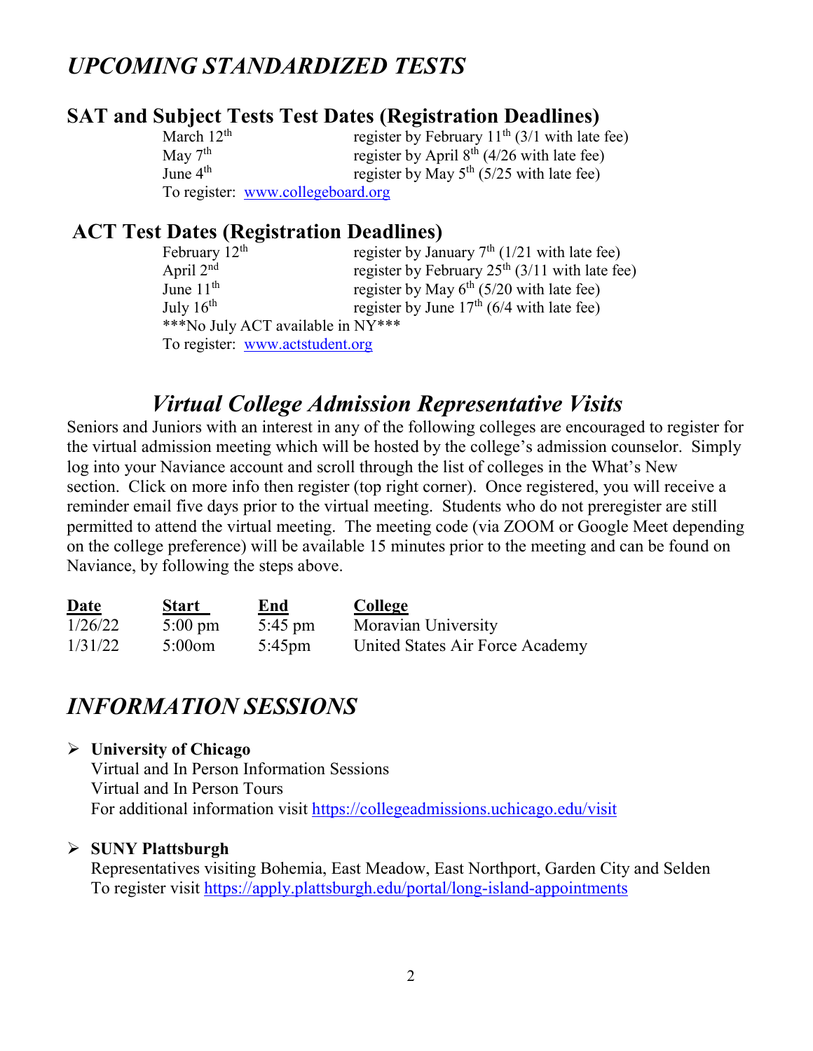# *UPCOMING STANDARDIZED TESTS*

## SAT and Subject Tests Test Dates (Registration Deadlines)

| | |
|---|---|
| March 12th | register by February 11th (3/1 with late fee) |
| May 7th | register by April 8th (4/26 with late fee) |
| June 4th | register by May 5th (5/25 with late fee) |

To register: [www.collegeboard.org](http://www.collegeboard.org)

## ACT Test Dates (Registration Deadlines)

| | |
|---|---|
| February 12th | register by January 7th (1/21 with late fee) |
| April 2nd | register by February 25th (3/11 with late fee) |
| June 11th | register by May 6th (5/20 with late fee) |
| July 16th | register by June 17th (6/4 with late fee) |

***No July ACT available in NY***

To register: [www.actstudent.org](http://www.actstudent.org)

## *Virtual College Admission Representative Visits*

Seniors and Juniors with an interest in any of the following colleges are encouraged to register for the virtual admission meeting which will be hosted by the college's admission counselor. Simply log into your Naviance account and scroll through the list of colleges in the What's New section. Click on more info then register (top right corner). Once registered, you will receive a reminder email five days prior to the virtual meeting. Students who do not preregister are still permitted to attend the virtual meeting. The meeting code (via ZOOM or Google Meet depending on the college preference) will be available 15 minutes prior to the meeting and can be found on Naviance, by following the steps above.

| Date | Start | End | College |
|---|---|---|---|
| 1/26/22 | 5:00 pm | 5:45 pm | Moravian University |
| 1/31/22 | 5:00om | 5:45pm | United States Air Force Academy |

# *INFORMATION SESSIONS*

- **University of Chicago**
  Virtual and In Person Information Sessions
  Virtual and In Person Tours
  For additional information visit [https://collegeadmissions.uchicago.edu/visit](https://collegeadmissions.uchicago.edu/visit)

- **SUNY Plattsburgh**
  Representatives visiting Bohemia, East Meadow, East Northport, Garden City and Selden
  To register visit [https://apply.plattsburgh.edu/portal/long-island-appointments](https://apply.plattsburgh.edu/portal/long-island-appointments)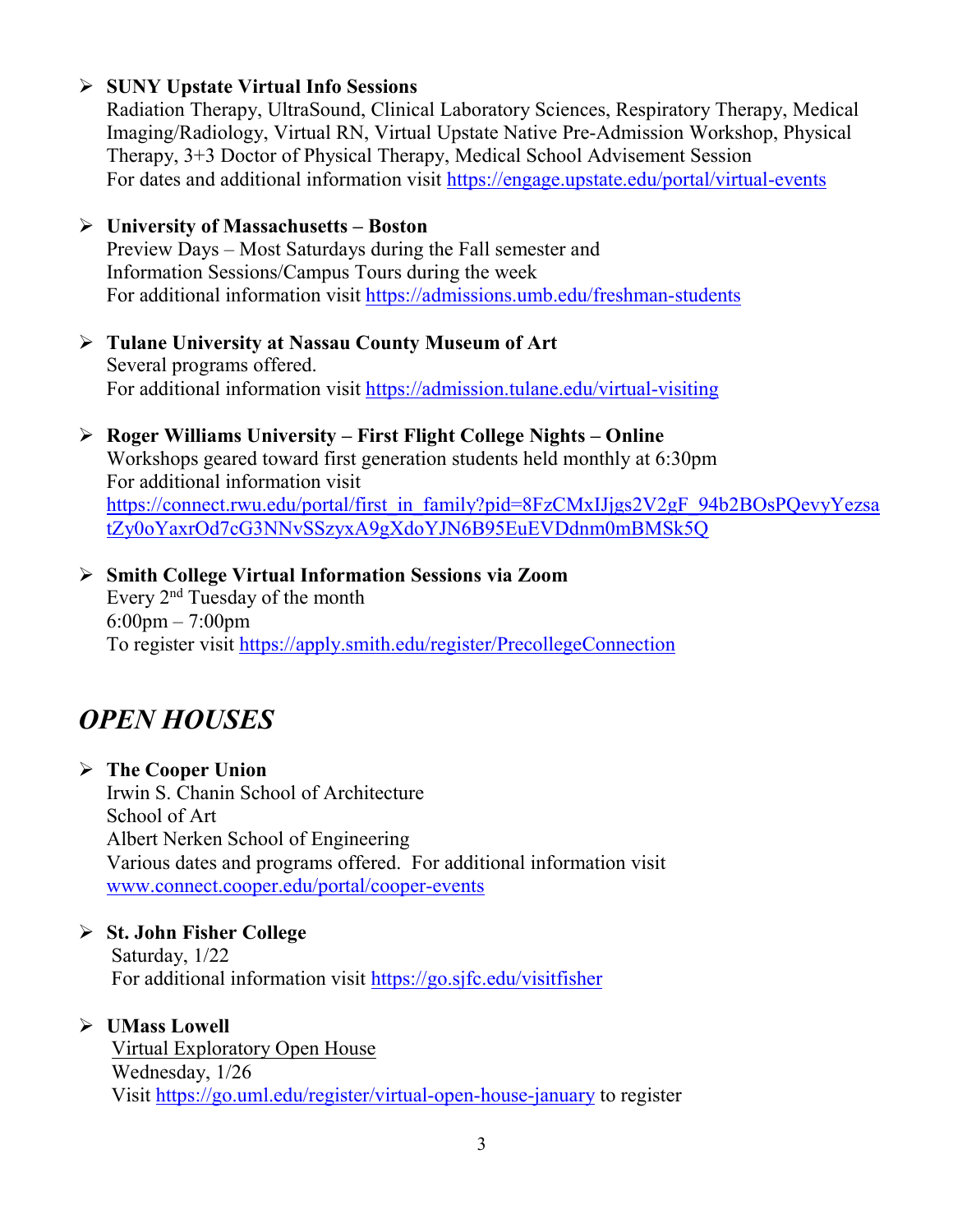- **SUNY Upstate Virtual Info Sessions**
  Radiation Therapy, UltraSound, Clinical Laboratory Sciences, Respiratory Therapy, Medical Imaging/Radiology, Virtual RN, Virtual Upstate Native Pre-Admission Workshop, Physical Therapy, 3+3 Doctor of Physical Therapy, Medical School Advisement Session
  For dates and additional information visit https://engage.upstate.edu/portal/virtual-events

- **University of Massachusetts – Boston**
  Preview Days – Most Saturdays during the Fall semester and
  Information Sessions/Campus Tours during the week
  For additional information visit https://admissions.umb.edu/freshman-students

- **Tulane University at Nassau County Museum of Art**
  Several programs offered.
  For additional information visit https://admission.tulane.edu/virtual-visiting

- **Roger Williams University – First Flight College Nights – Online**
  Workshops geared toward first generation students held monthly at 6:30pm
  For additional information visit
  https://connect.rwu.edu/portal/first_in_family?pid=8FzCMxIJjgs2V2gF_94b2BOsPQevyYezsatZy0oYaxrOd7cG3NNvSSzyxA9gXdoYJN6B95EuEVDdnm0mBMSk5Q

- **Smith College Virtual Information Sessions via Zoom**
  Every 2nd Tuesday of the month
  6:00pm – 7:00pm
  To register visit https://apply.smith.edu/register/PrecollegeConnection

## *OPEN HOUSES*

- **The Cooper Union**
  Irwin S. Chanin School of Architecture
  School of Art
  Albert Nerken School of Engineering
  Various dates and programs offered. For additional information visit www.connect.cooper.edu/portal/cooper-events

- **St. John Fisher College**
  Saturday, 1/22
  For additional information visit https://go.sjfc.edu/visitfisher

- **UMass Lowell**
  Virtual Exploratory Open House
  Wednesday, 1/26
  Visit https://go.uml.edu/register/virtual-open-house-january to register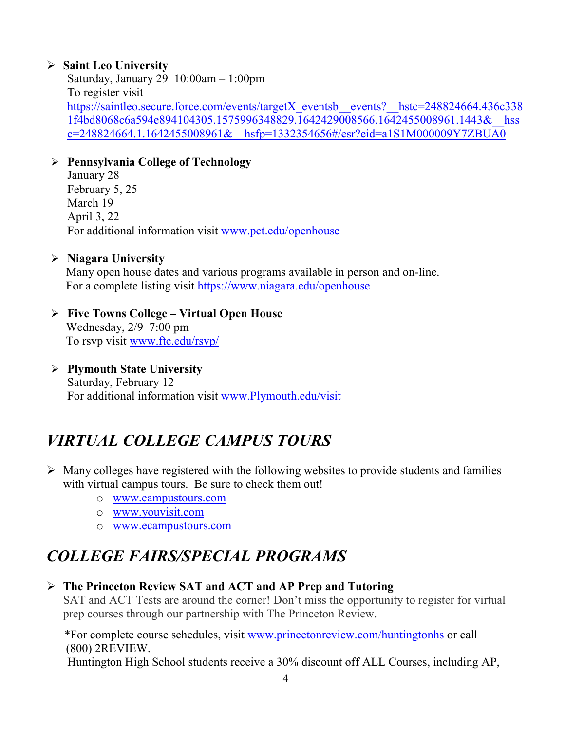- **Saint Leo University**
  Saturday, January 29 10:00am – 1:00pm
  To register visit
  https://saintleo.secure.force.com/events/targetX_eventsb__events?__hstc=248824664.436c3381f4bd8068c6a594e894104305.1575996348829.1642429008566.1642455008961.1443&__hssc=248824664.1.1642455008961&__hsfp=1332354656#/esr?eid=a1S1M000009Y7ZBUA0

- **Pennsylvania College of Technology**
  January 28
  February 5, 25
  March 19
  April 3, 22
  For additional information visit www.pct.edu/openhouse

- **Niagara University**
  Many open house dates and various programs available in person and on-line.
  For a complete listing visit https://www.niagara.edu/openhouse

- **Five Towns College – Virtual Open House**
  Wednesday, 2/9 7:00 pm
  To rsvp visit www.ftc.edu/rsvp/

- **Plymouth State University**
  Saturday, February 12
  For additional information visit www.Plymouth.edu/visit

## *VIRTUAL COLLEGE CAMPUS TOURS*

- Many colleges have registered with the following websites to provide students and families with virtual campus tours. Be sure to check them out!
  - www.campustours.com
  - www.youvisit.com
  - www.ecampustours.com

## *COLLEGE FAIRS/SPECIAL PROGRAMS*

- **The Princeton Review SAT and ACT and AP Prep and Tutoring**
  SAT and ACT Tests are around the corner! Don't miss the opportunity to register for virtual prep courses through our partnership with The Princeton Review.

  *For complete course schedules, visit www.princetonreview.com/huntingtonhs or call (800) 2REVIEW.
  Huntington High School students receive a 30% discount off ALL Courses, including AP,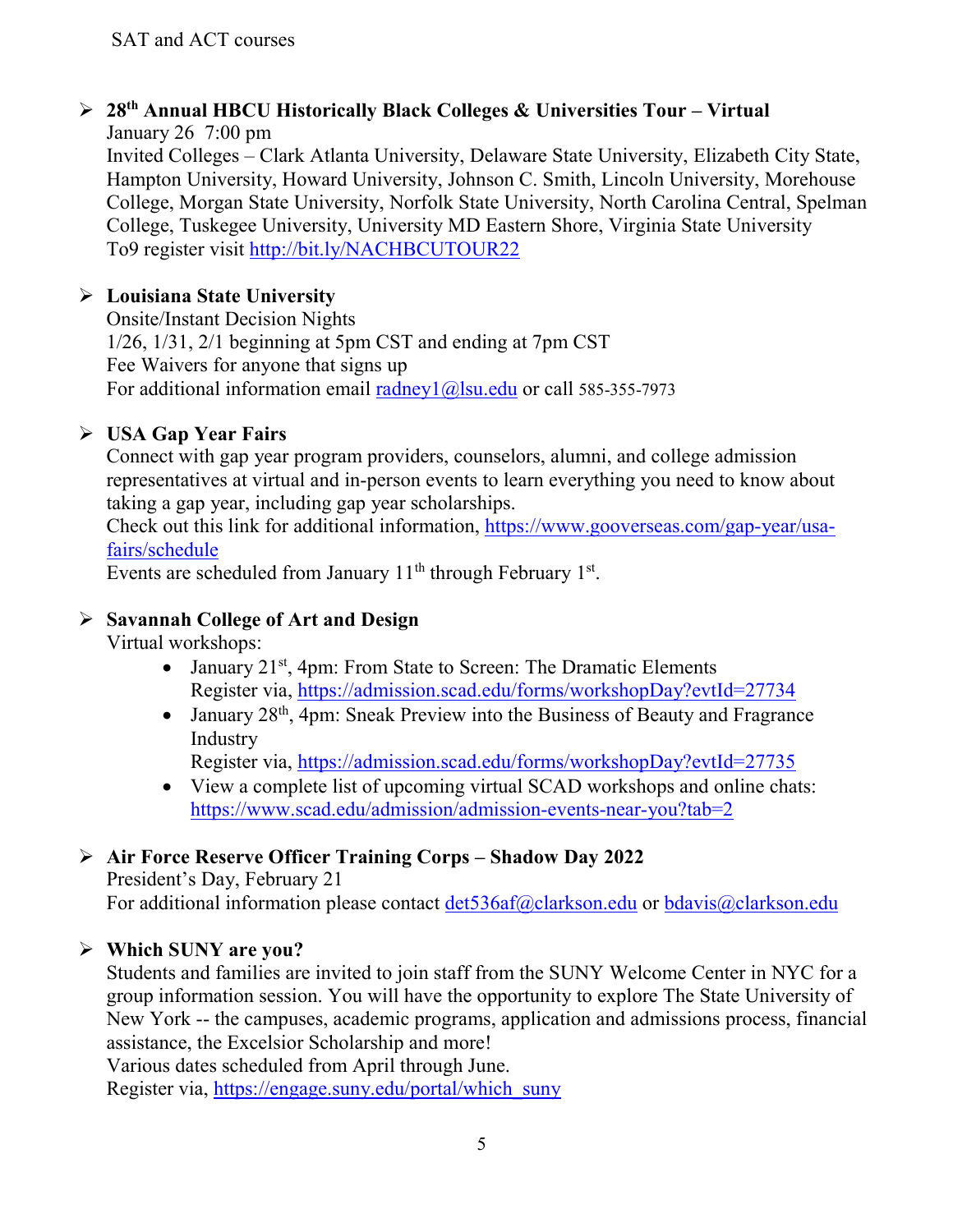SAT and ACT courses

- **28th Annual HBCU Historically Black Colleges & Universities Tour – Virtual**
  January 26 7:00 pm
  Invited Colleges – Clark Atlanta University, Delaware State University, Elizabeth City State, Hampton University, Howard University, Johnson C. Smith, Lincoln University, Morehouse College, Morgan State University, Norfolk State University, North Carolina Central, Spelman College, Tuskegee University, University MD Eastern Shore, Virginia State University
  To9 register visit http://bit.ly/NACHBCUTOUR22

- **Louisiana State University**
  Onsite/Instant Decision Nights
  1/26, 1/31, 2/1 beginning at 5pm CST and ending at 7pm CST
  Fee Waivers for anyone that signs up
  For additional information email radney1@lsu.edu or call 585-355-7973

- **USA Gap Year Fairs**
  Connect with gap year program providers, counselors, alumni, and college admission representatives at virtual and in-person events to learn everything you need to know about taking a gap year, including gap year scholarships.
  Check out this link for additional information, https://www.gooverseas.com/gap-year/usa-fairs/schedule
  Events are scheduled from January 11th through February 1st.

- **Savannah College of Art and Design**
  Virtual workshops:
  - January 21st, 4pm: From State to Screen: The Dramatic Elements
    Register via, https://admission.scad.edu/forms/workshopDay?evtId=27734
  - January 28th, 4pm: Sneak Preview into the Business of Beauty and Fragrance Industry
    Register via, https://admission.scad.edu/forms/workshopDay?evtId=27735
  - View a complete list of upcoming virtual SCAD workshops and online chats: https://www.scad.edu/admission/admission-events-near-you?tab=2

- **Air Force Reserve Officer Training Corps – Shadow Day 2022**
  President's Day, February 21
  For additional information please contact det536af@clarkson.edu or bdavis@clarkson.edu

- **Which SUNY are you?**
  Students and families are invited to join staff from the SUNY Welcome Center in NYC for a group information session. You will have the opportunity to explore The State University of New York -- the campuses, academic programs, application and admissions process, financial assistance, the Excelsior Scholarship and more!
  Various dates scheduled from April through June.
  Register via, https://engage.suny.edu/portal/which_suny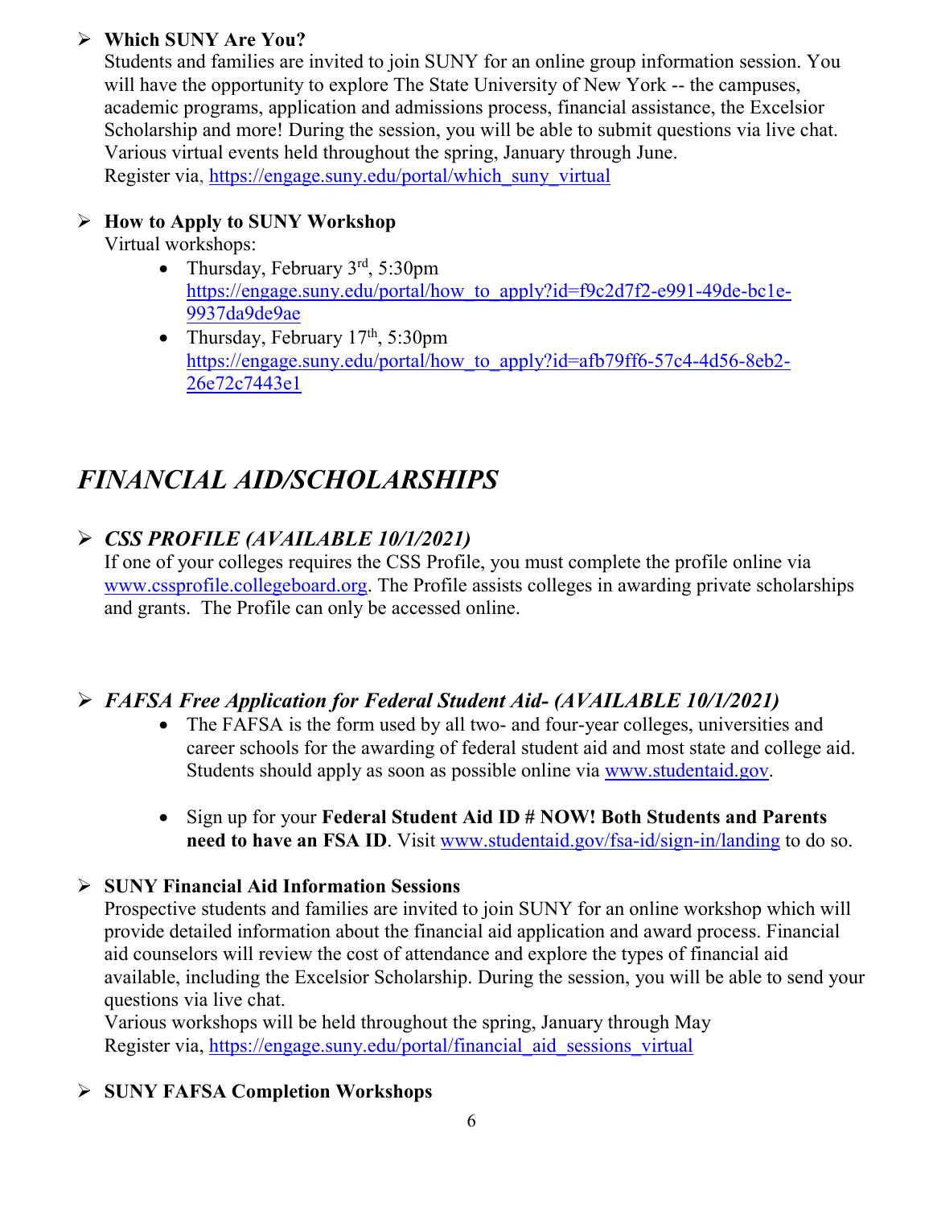- **Which SUNY Are You?**
  Students and families are invited to join SUNY for an online group information session. You will have the opportunity to explore The State University of New York -- the campuses, academic programs, application and admissions process, financial assistance, the Excelsior Scholarship and more! During the session, you will be able to submit questions via live chat. Various virtual events held throughout the spring, January through June.
  Register via, https://engage.suny.edu/portal/which_suny_virtual

- **How to Apply to SUNY Workshop**
  Virtual workshops:
  - Thursday, February 3rd, 5:30pm
    https://engage.suny.edu/portal/how_to_apply?id=f9c2d7f2-e991-49de-bc1e-9937da9de9ae
  - Thursday, February 17th, 5:30pm
    https://engage.suny.edu/portal/how_to_apply?id=afb79ff6-57c4-4d56-8eb2-26e72c7443e1

# *FINANCIAL AID/SCHOLARSHIPS*

- ***CSS PROFILE (AVAILABLE 10/1/2021)***
  If one of your colleges requires the CSS Profile, you must complete the profile online via www.cssprofile.collegeboard.org. The Profile assists colleges in awarding private scholarships and grants. The Profile can only be accessed online.

- ***FAFSA Free Application for Federal Student Aid- (AVAILABLE 10/1/2021)***
  - The FAFSA is the form used by all two- and four-year colleges, universities and career schools for the awarding of federal student aid and most state and college aid. Students should apply as soon as possible online via www.studentaid.gov.
  - Sign up for your **Federal Student Aid ID # NOW! Both Students and Parents need to have an FSA ID**. Visit www.studentaid.gov/fsa-id/sign-in/landing to do so.

- **SUNY Financial Aid Information Sessions**
  Prospective students and families are invited to join SUNY for an online workshop which will provide detailed information about the financial aid application and award process. Financial aid counselors will review the cost of attendance and explore the types of financial aid available, including the Excelsior Scholarship. During the session, you will be able to send your questions via live chat.
  Various workshops will be held throughout the spring, January through May
  Register via, https://engage.suny.edu/portal/financial_aid_sessions_virtual

- **SUNY FAFSA Completion Workshops**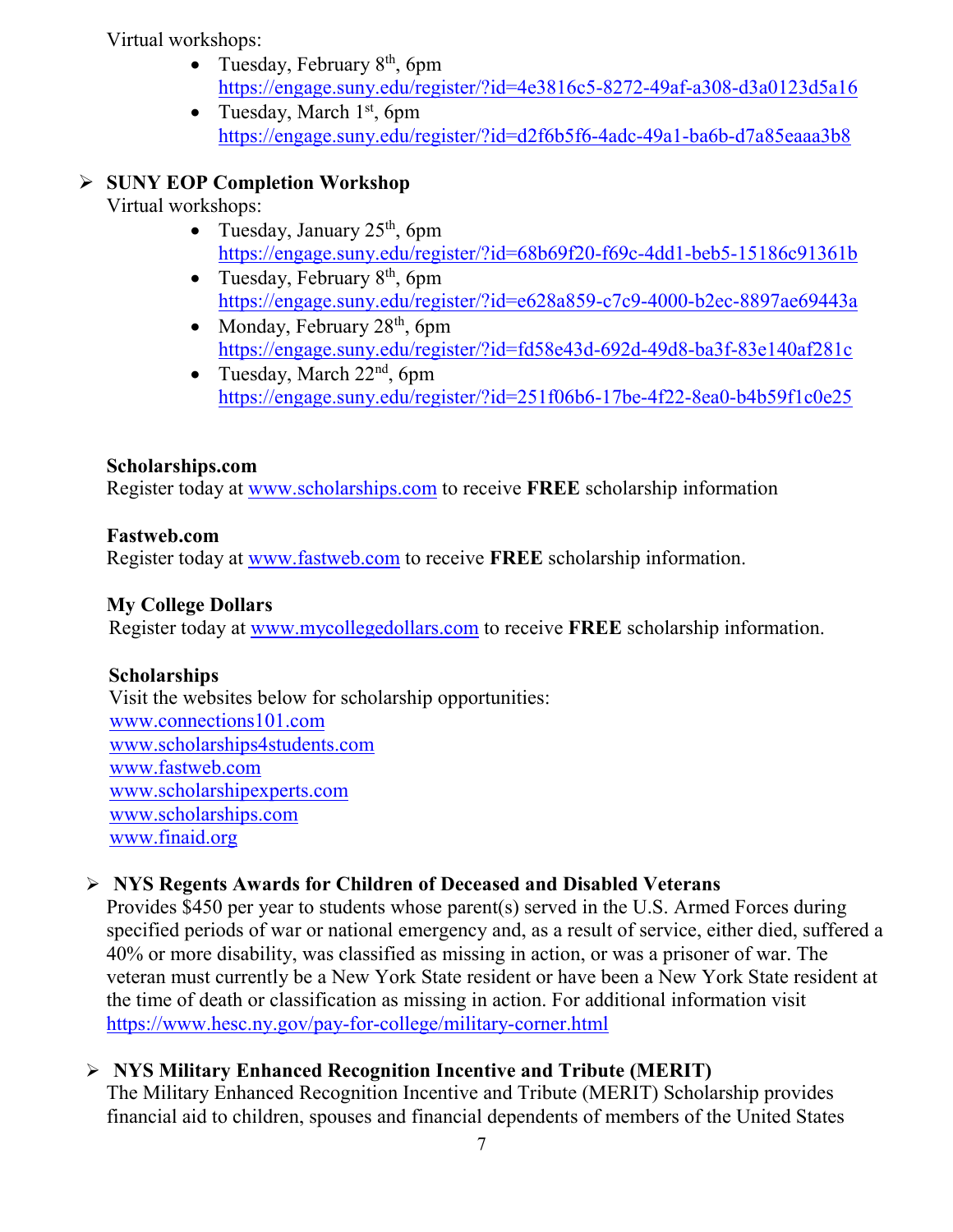Virtual workshops:

- Tuesday, February 8th, 6pm
  https://engage.suny.edu/register/?id=4e3816c5-8272-49af-a308-d3a0123d5a16
- Tuesday, March 1st, 6pm
  https://engage.suny.edu/register/?id=d2f6b5f6-4adc-49a1-ba6b-d7a85eaaa3b8

- **SUNY EOP Completion Workshop**

  Virtual workshops:

  - Tuesday, January 25th, 6pm
    https://engage.suny.edu/register/?id=68b69f20-f69c-4dd1-beb5-15186c91361b
  - Tuesday, February 8th, 6pm
    https://engage.suny.edu/register/?id=e628a859-c7c9-4000-b2ec-8897ae69443a
  - Monday, February 28th, 6pm
    https://engage.suny.edu/register/?id=fd58e43d-692d-49d8-ba3f-83e140af281c
  - Tuesday, March 22nd, 6pm
    https://engage.suny.edu/register/?id=251f06b6-17be-4f22-8ea0-b4b59f1c0e25

**Scholarships.com**
Register today at www.scholarships.com to receive **FREE** scholarship information

**Fastweb.com**
Register today at www.fastweb.com to receive **FREE** scholarship information.

**My College Dollars**
Register today at www.mycollegedollars.com to receive **FREE** scholarship information.

**Scholarships**
Visit the websites below for scholarship opportunities:
www.connections101.com
www.scholarships4students.com
www.fastweb.com
www.scholarshipexperts.com
www.scholarships.com
www.finaid.org

- **NYS Regents Awards for Children of Deceased and Disabled Veterans**
  Provides $450 per year to students whose parent(s) served in the U.S. Armed Forces during specified periods of war or national emergency and, as a result of service, either died, suffered a 40% or more disability, was classified as missing in action, or was a prisoner of war. The veteran must currently be a New York State resident or have been a New York State resident at the time of death or classification as missing in action. For additional information visit https://www.hesc.ny.gov/pay-for-college/military-corner.html

- **NYS Military Enhanced Recognition Incentive and Tribute (MERIT)**
  The Military Enhanced Recognition Incentive and Tribute (MERIT) Scholarship provides financial aid to children, spouses and financial dependents of members of the United States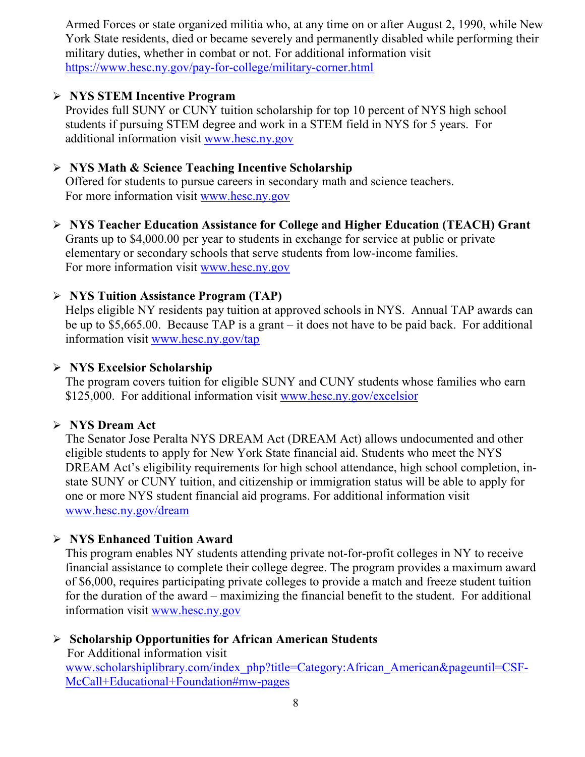Armed Forces or state organized militia who, at any time on or after August 2, 1990, while New York State residents, died or became severely and permanently disabled while performing their military duties, whether in combat or not. For additional information visit https://www.hesc.ny.gov/pay-for-college/military-corner.html

- **NYS STEM Incentive Program**
  Provides full SUNY or CUNY tuition scholarship for top 10 percent of NYS high school students if pursuing STEM degree and work in a STEM field in NYS for 5 years. For additional information visit www.hesc.ny.gov

- **NYS Math & Science Teaching Incentive Scholarship**
  Offered for students to pursue careers in secondary math and science teachers.
  For more information visit www.hesc.ny.gov

- **NYS Teacher Education Assistance for College and Higher Education (TEACH) Grant**
  Grants up to $4,000.00 per year to students in exchange for service at public or private elementary or secondary schools that serve students from low-income families.
  For more information visit www.hesc.ny.gov

- **NYS Tuition Assistance Program (TAP)**
  Helps eligible NY residents pay tuition at approved schools in NYS. Annual TAP awards can be up to $5,665.00. Because TAP is a grant – it does not have to be paid back. For additional information visit www.hesc.ny.gov/tap

- **NYS Excelsior Scholarship**
  The program covers tuition for eligible SUNY and CUNY students whose families who earn $125,000. For additional information visit www.hesc.ny.gov/excelsior

- **NYS Dream Act**
  The Senator Jose Peralta NYS DREAM Act (DREAM Act) allows undocumented and other eligible students to apply for New York State financial aid. Students who meet the NYS DREAM Act's eligibility requirements for high school attendance, high school completion, in-state SUNY or CUNY tuition, and citizenship or immigration status will be able to apply for one or more NYS student financial aid programs. For additional information visit www.hesc.ny.gov/dream

- **NYS Enhanced Tuition Award**
  This program enables NY students attending private not-for-profit colleges in NY to receive financial assistance to complete their college degree. The program provides a maximum award of $6,000, requires participating private colleges to provide a match and freeze student tuition for the duration of the award – maximizing the financial benefit to the student. For additional information visit www.hesc.ny.gov

- **Scholarship Opportunities for African American Students**
  For Additional information visit www.scholarshiplibrary.com/index_php?title=Category:African_American&pageuntil=CSF-McCall+Educational+Foundation#mw-pages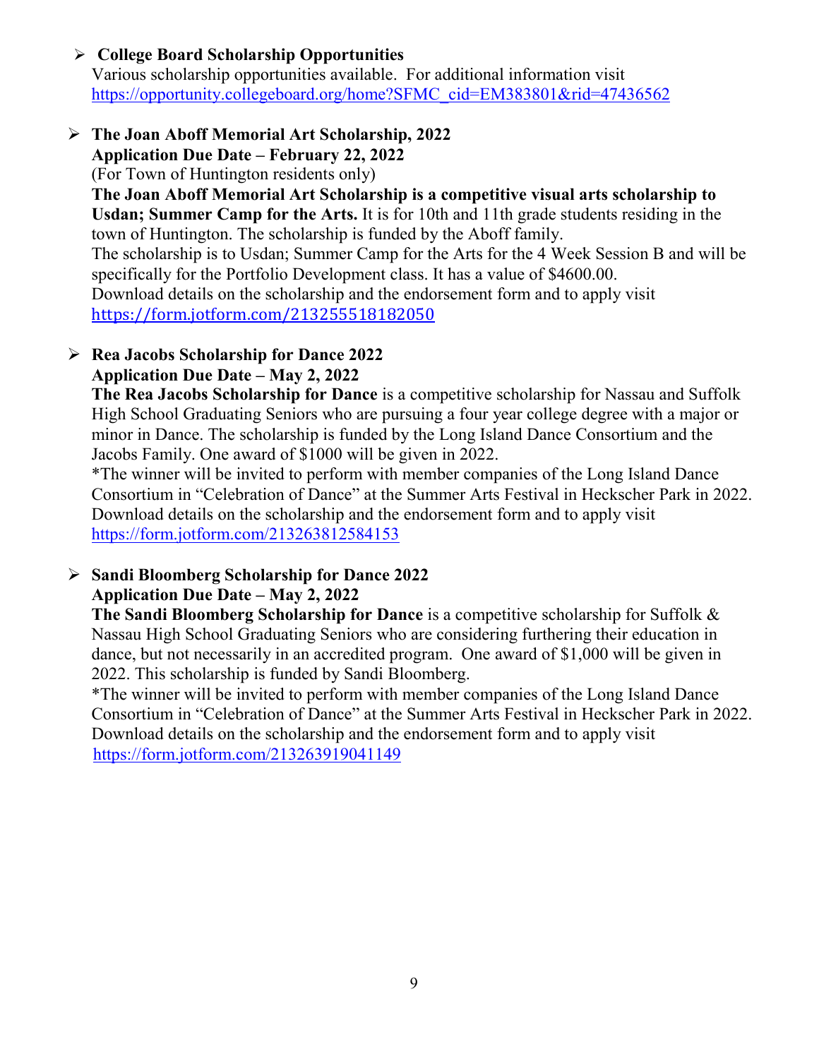- **College Board Scholarship Opportunities**
  Various scholarship opportunities available. For additional information visit https://opportunity.collegeboard.org/home?SFMC_cid=EM383801&rid=47436562

- **The Joan Aboff Memorial Art Scholarship, 2022**
  **Application Due Date – February 22, 2022**
  (For Town of Huntington residents only)
  **The Joan Aboff Memorial Art Scholarship is a competitive visual arts scholarship to Usdan; Summer Camp for the Arts.** It is for 10th and 11th grade students residing in the town of Huntington. The scholarship is funded by the Aboff family.
  The scholarship is to Usdan; Summer Camp for the Arts for the 4 Week Session B and will be specifically for the Portfolio Development class. It has a value of $4600.00.
  Download details on the scholarship and the endorsement form and to apply visit https://form.jotform.com/213255518182050

- **Rea Jacobs Scholarship for Dance 2022**
  **Application Due Date – May 2, 2022**
  **The Rea Jacobs Scholarship for Dance** is a competitive scholarship for Nassau and Suffolk High School Graduating Seniors who are pursuing a four year college degree with a major or minor in Dance. The scholarship is funded by the Long Island Dance Consortium and the Jacobs Family. One award of $1000 will be given in 2022.
  *The winner will be invited to perform with member companies of the Long Island Dance Consortium in "Celebration of Dance" at the Summer Arts Festival in Heckscher Park in 2022.
  Download details on the scholarship and the endorsement form and to apply visit https://form.jotform.com/213263812584153

- **Sandi Bloomberg Scholarship for Dance 2022**
  **Application Due Date – May 2, 2022**
  **The Sandi Bloomberg Scholarship for Dance** is a competitive scholarship for Suffolk & Nassau High School Graduating Seniors who are considering furthering their education in dance, but not necessarily in an accredited program. One award of $1,000 will be given in 2022. This scholarship is funded by Sandi Bloomberg.
  *The winner will be invited to perform with member companies of the Long Island Dance Consortium in "Celebration of Dance" at the Summer Arts Festival in Heckscher Park in 2022.
  Download details on the scholarship and the endorsement form and to apply visit https://form.jotform.com/213263919041149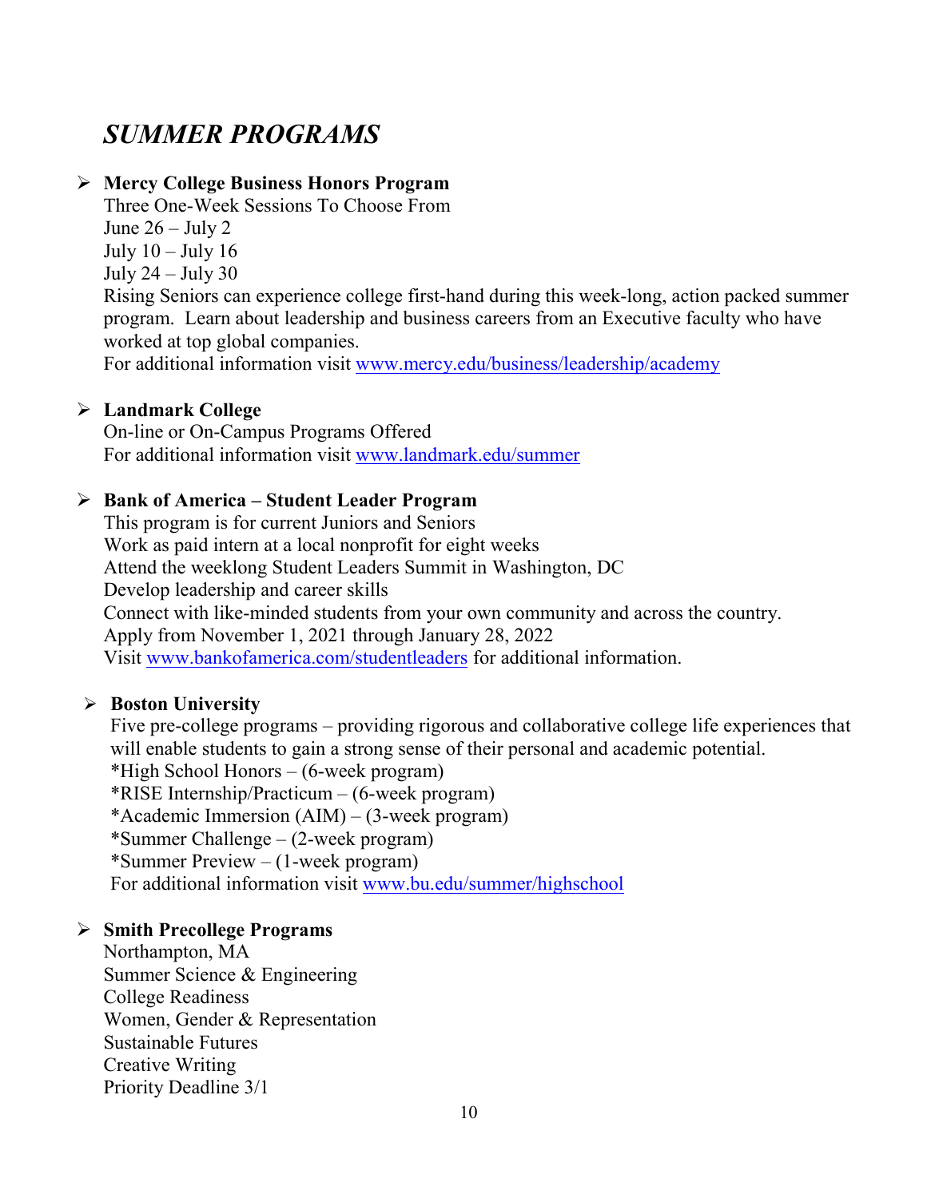# *SUMMER PROGRAMS*

- **Mercy College Business Honors Program**
  Three One-Week Sessions To Choose From
  June 26 – July 2
  July 10 – July 16
  July 24 – July 30
  Rising Seniors can experience college first-hand during this week-long, action packed summer program. Learn about leadership and business careers from an Executive faculty who have worked at top global companies.
  For additional information visit www.mercy.edu/business/leadership/academy

- **Landmark College**
  On-line or On-Campus Programs Offered
  For additional information visit www.landmark.edu/summer

- **Bank of America – Student Leader Program**
  This program is for current Juniors and Seniors
  Work as paid intern at a local nonprofit for eight weeks
  Attend the weeklong Student Leaders Summit in Washington, DC
  Develop leadership and career skills
  Connect with like-minded students from your own community and across the country.
  Apply from November 1, 2021 through January 28, 2022
  Visit www.bankofamerica.com/studentleaders for additional information.

- **Boston University**
  Five pre-college programs – providing rigorous and collaborative college life experiences that will enable students to gain a strong sense of their personal and academic potential.
  *High School Honors – (6-week program)
  *RISE Internship/Practicum – (6-week program)
  *Academic Immersion (AIM) – (3-week program)
  *Summer Challenge – (2-week program)
  *Summer Preview – (1-week program)
  For additional information visit www.bu.edu/summer/highschool

- **Smith Precollege Programs**
  Northampton, MA
  Summer Science & Engineering
  College Readiness
  Women, Gender & Representation
  Sustainable Futures
  Creative Writing
  Priority Deadline 3/1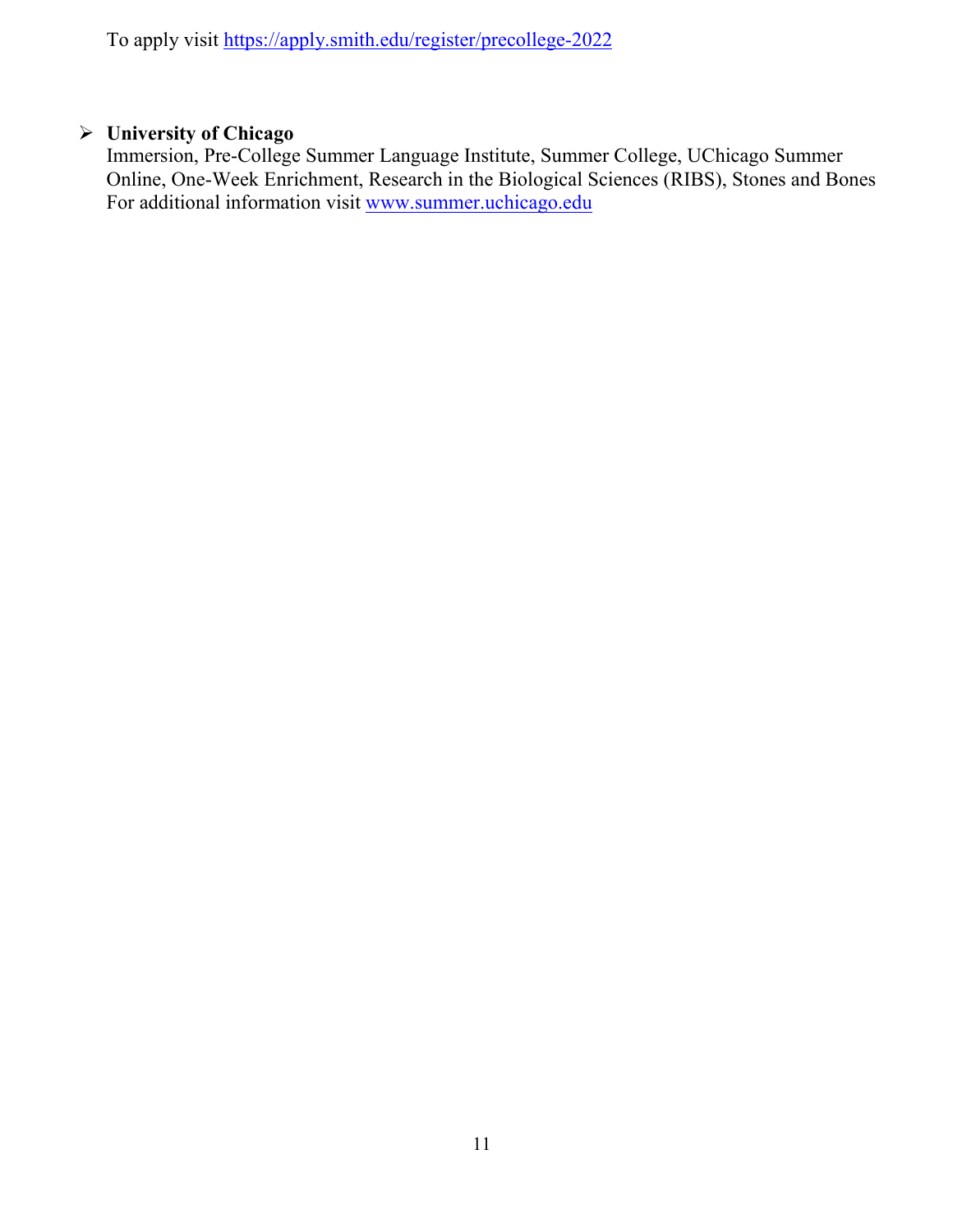To apply visit https://apply.smith.edu/register/precollege-2022

- **University of Chicago**
  Immersion, Pre-College Summer Language Institute, Summer College, UChicago Summer Online, One-Week Enrichment, Research in the Biological Sciences (RIBS), Stones and Bones
  For additional information visit www.summer.uchicago.edu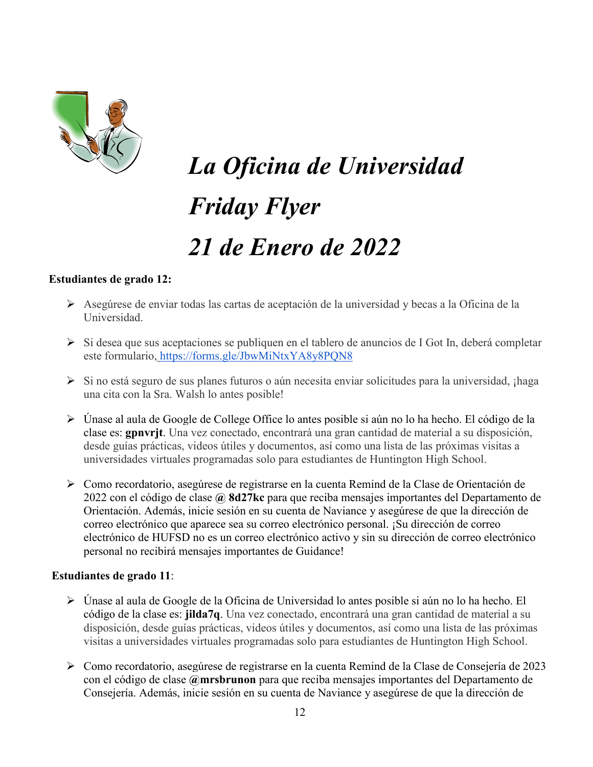# *La Oficina de Universidad*

# *Friday Flyer*

# *21 de Enero de 2022*

**Estudiantes de grado 12:**

- Asegúrese de enviar todas las cartas de aceptación de la universidad y becas a la Oficina de la Universidad.
- Si desea que sus aceptaciones se publiquen en el tablero de anuncios de I Got In, deberá completar este formulario, https://forms.gle/JbwMiNtxYA8y8PQN8
- Si no está seguro de sus planes futuros o aún necesita enviar solicitudes para la universidad, ¡haga una cita con la Sra. Walsh lo antes posible!
- Únase al aula de Google de College Office lo antes posible si aún no lo ha hecho. El código de la clase es: **gpnvrjt**. Una vez conectado, encontrará una gran cantidad de material a su disposición, desde guías prácticas, videos útiles y documentos, así como una lista de las próximas visitas a universidades virtuales programadas solo para estudiantes de Huntington High School.
- Como recordatorio, asegúrese de registrarse en la cuenta Remind de la Clase de Orientación de 2022 con el código de clase **@ 8d27kc** para que reciba mensajes importantes del Departamento de Orientación. Además, inicie sesión en su cuenta de Naviance y asegúrese de que la dirección de correo electrónico que aparece sea su correo electrónico personal. ¡Su dirección de correo electrónico de HUFSD no es un correo electrónico activo y sin su dirección de correo electrónico personal no recibirá mensajes importantes de Guidance!

**Estudiantes de grado 11**:

- Únase al aula de Google de la Oficina de Universidad lo antes posible si aún no lo ha hecho. El código de la clase es: **jilda7q**. Una vez conectado, encontrará una gran cantidad de material a su disposición, desde guías prácticas, videos útiles y documentos, así como una lista de las próximas visitas a universidades virtuales programadas solo para estudiantes de Huntington High School.
- Como recordatorio, asegúrese de registrarse en la cuenta Remind de la Clase de Consejería de 2023 con el código de clase **@mrsbrunon** para que reciba mensajes importantes del Departamento de Consejería. Además, inicie sesión en su cuenta de Naviance y asegúrese de que la dirección de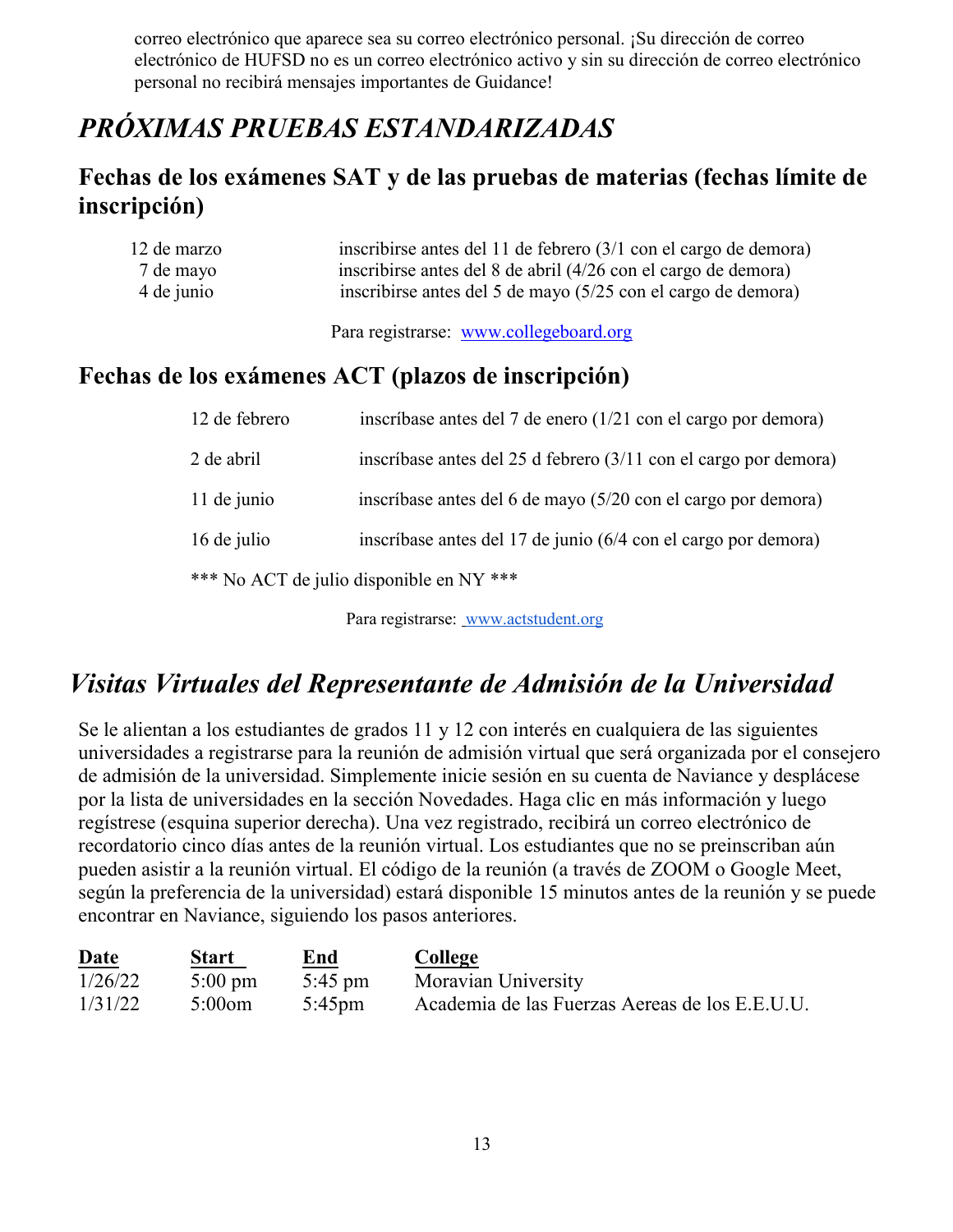correo electrónico que aparece sea su correo electrónico personal. ¡Su dirección de correo electrónico de HUFSD no es un correo electrónico activo y sin su dirección de correo electrónico personal no recibirá mensajes importantes de Guidance!

# *PRÓXIMAS PRUEBAS ESTANDARIZADAS*

## Fechas de los exámenes SAT y de las pruebas de materias (fechas límite de inscripción)

| | |
|---|---|
| 12 de marzo | inscribirse antes del 11 de febrero (3/1 con el cargo de demora) |
| 7 de mayo | inscribirse antes del 8 de abril (4/26 con el cargo de demora) |
| 4 de junio | inscribirse antes del 5 de mayo (5/25 con el cargo de demora) |

Para registrarse: [www.collegeboard.org](http://www.collegeboard.org)

## Fechas de los exámenes ACT (plazos de inscripción)

| | |
|---|---|
| 12 de febrero | inscríbase antes del 7 de enero (1/21 con el cargo por demora) |
| 2 de abril | inscríbase antes del 25 d febrero (3/11 con el cargo por demora) |
| 11 de junio | inscríbase antes del 6 de mayo (5/20 con el cargo por demora) |
| 16 de julio | inscríbase antes del 17 de junio (6/4 con el cargo por demora) |

*** No ACT de julio disponible en NY ***

Para registrarse: [www.actstudent.org](http://www.actstudent.org)

# *Visitas Virtuales del Representante de Admisión de la Universidad*

Se le alientan a los estudiantes de grados 11 y 12 con interés en cualquiera de las siguientes universidades a registrarse para la reunión de admisión virtual que será organizada por el consejero de admisión de la universidad. Simplemente inicie sesión en su cuenta de Naviance y desplácese por la lista de universidades en la sección Novedades. Haga clic en más información y luego regístrese (esquina superior derecha). Una vez registrado, recibirá un correo electrónico de recordatorio cinco días antes de la reunión virtual. Los estudiantes que no se preinscriban aún pueden asistir a la reunión virtual. El código de la reunión (a través de ZOOM o Google Meet, según la preferencia de la universidad) estará disponible 15 minutos antes de la reunión y se puede encontrar en Naviance, siguiendo los pasos anteriores.

| Date | Start | End | College |
|---|---|---|---|
| 1/26/22 | 5:00 pm | 5:45 pm | Moravian University |
| 1/31/22 | 5:00om | 5:45pm | Academia de las Fuerzas Aereas de los E.E.U.U. |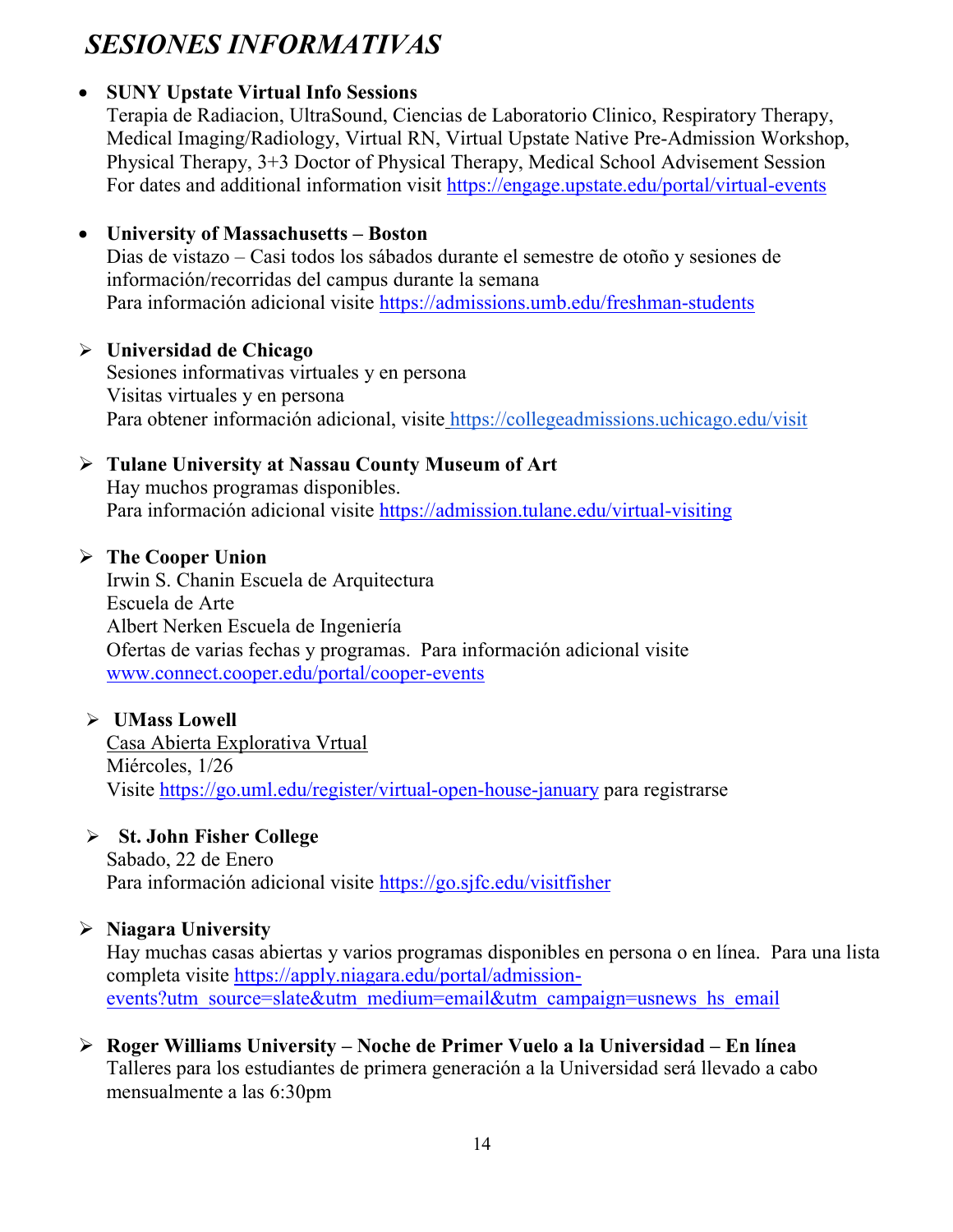# *SESIONES INFORMATIVAS*

- **SUNY Upstate Virtual Info Sessions**
  Terapia de Radiacion, UltraSound, Ciencias de Laboratorio Clinico, Respiratory Therapy, Medical Imaging/Radiology, Virtual RN, Virtual Upstate Native Pre-Admission Workshop, Physical Therapy, 3+3 Doctor of Physical Therapy, Medical School Advisement Session
  For dates and additional information visit https://engage.upstate.edu/portal/virtual-events

- **University of Massachusetts – Boston**
  Dias de vistazo – Casi todos los sábados durante el semestre de otoño y sesiones de información/recorridas del campus durante la semana
  Para información adicional visite https://admissions.umb.edu/freshman-students

- **Universidad de Chicago**
  Sesiones informativas virtuales y en persona
  Visitas virtuales y en persona
  Para obtener información adicional, visite https://collegeadmissions.uchicago.edu/visit

- **Tulane University at Nassau County Museum of Art**
  Hay muchos programas disponibles.
  Para información adicional visite https://admission.tulane.edu/virtual-visiting

- **The Cooper Union**
  Irwin S. Chanin Escuela de Arquitectura
  Escuela de Arte
  Albert Nerken Escuela de Ingeniería
  Ofertas de varias fechas y programas. Para información adicional visite www.connect.cooper.edu/portal/cooper-events

- **UMass Lowell**
  Casa Abierta Explorativa Vrtual
  Miércoles, 1/26
  Visite https://go.uml.edu/register/virtual-open-house-january para registrarse

- **St. John Fisher College**
  Sabado, 22 de Enero
  Para información adicional visite https://go.sjfc.edu/visitfisher

- **Niagara University**
  Hay muchas casas abiertas y varios programas disponibles en persona o en línea. Para una lista completa visite https://apply.niagara.edu/portal/admission-events?utm_source=slate&utm_medium=email&utm_campaign=usnews_hs_email

- **Roger Williams University – Noche de Primer Vuelo a la Universidad – En línea**
  Talleres para los estudiantes de primera generación a la Universidad será llevado a cabo mensualmente a las 6:30pm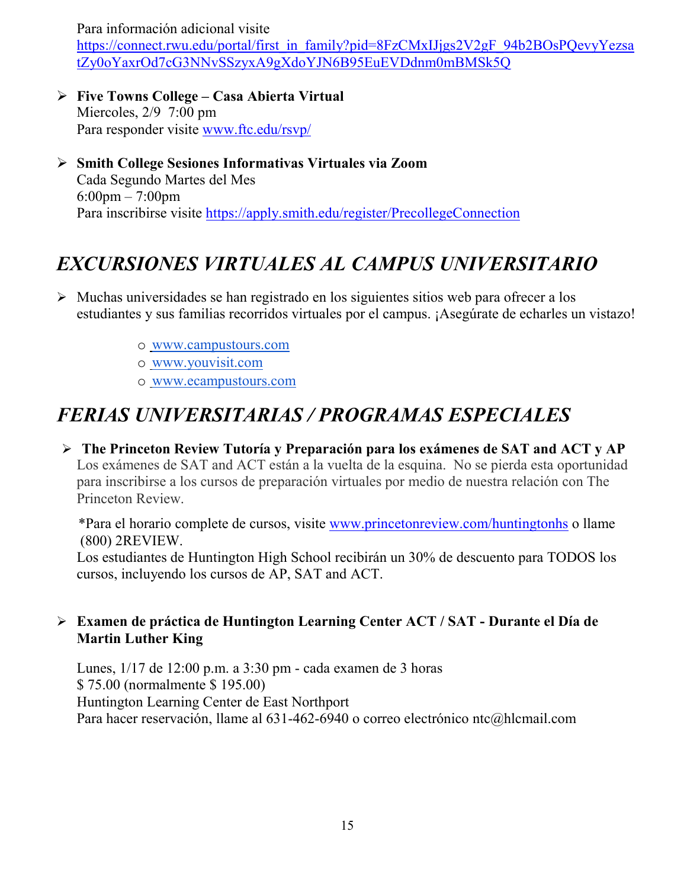Para información adicional visite https://connect.rwu.edu/portal/first_in_family?pid=8FzCMxIJjgs2V2gF_94b2BOsPQevyYezsatZy0oYaxrOd7cG3NNvSSzyxA9gXdoYJN6B95EuEVDdnm0mBMSk5Q

- **Five Towns College – Casa Abierta Virtual**
  Miercoles, 2/9 7:00 pm
  Para responder visite www.ftc.edu/rsvp/

- **Smith College Sesiones Informativas Virtuales via Zoom**
  Cada Segundo Martes del Mes
  6:00pm – 7:00pm
  Para inscribirse visite https://apply.smith.edu/register/PrecollegeConnection

## *EXCURSIONES VIRTUALES AL CAMPUS UNIVERSITARIO*

- Muchas universidades se han registrado en los siguientes sitios web para ofrecer a los estudiantes y sus familias recorridos virtuales por el campus. ¡Asegúrate de echarles un vistazo!
  - www.campustours.com
  - www.youvisit.com
  - www.ecampustours.com

## *FERIAS UNIVERSITARIAS / PROGRAMAS ESPECIALES*

- **The Princeton Review Tutoría y Preparación para los exámenes de SAT and ACT y AP**
  Los exámenes de SAT and ACT están a la vuelta de la esquina. No se pierda esta oportunidad para inscribirse a los cursos de preparación virtuales por medio de nuestra relación con The Princeton Review.

  *Para el horario complete de cursos, visite www.princetonreview.com/huntingtonhs o llame (800) 2REVIEW.
  Los estudiantes de Huntington High School recibirán un 30% de descuento para TODOS los cursos, incluyendo los cursos de AP, SAT and ACT.

- **Examen de práctica de Huntington Learning Center ACT / SAT - Durante el Día de Martin Luther King**

  Lunes, 1/17 de 12:00 p.m. a 3:30 pm - cada examen de 3 horas
  $ 75.00 (normalmente $ 195.00)
  Huntington Learning Center de East Northport
  Para hacer reservación, llame al 631-462-6940 o correo electrónico ntc@hlcmail.com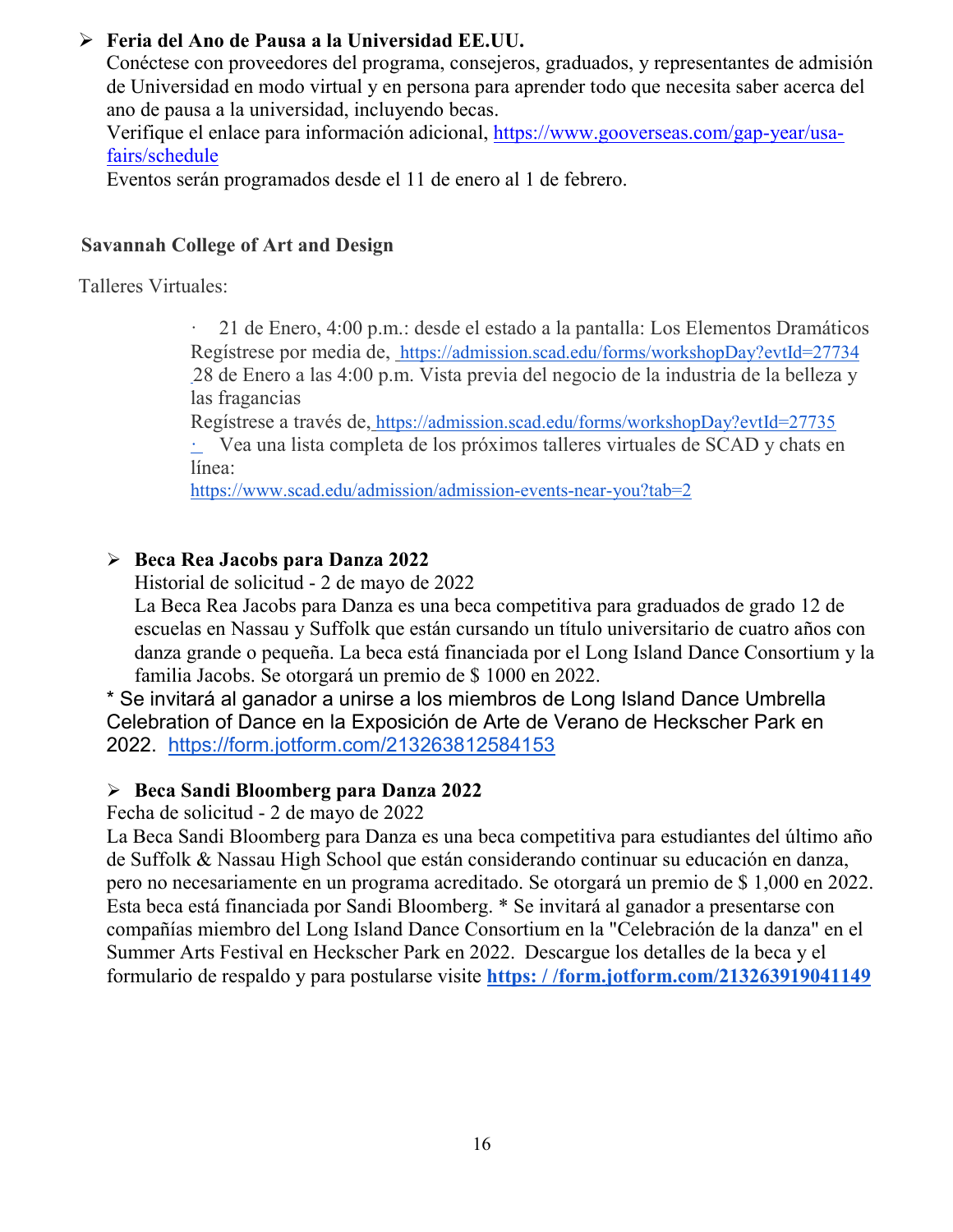- **Feria del Ano de Pausa a la Universidad EE.UU.**
  Conéctese con proveedores del programa, consejeros, graduados, y representantes de admisión de Universidad en modo virtual y en persona para aprender todo que necesita saber acerca del ano de pausa a la universidad, incluyendo becas.
  Verifique el enlace para información adicional, https://www.gooverseas.com/gap-year/usa-fairs/schedule
  Eventos serán programados desde el 11 de enero al 1 de febrero.

**Savannah College of Art and Design**

Talleres Virtuales:

· 21 de Enero, 4:00 p.m.: desde el estado a la pantalla: Los Elementos Dramáticos
Regístrese por media de, https://admission.scad.edu/forms/workshopDay?evtId=27734
28 de Enero a las 4:00 p.m. Vista previa del negocio de la industria de la belleza y las fragancias
Regístrese a través de, https://admission.scad.edu/forms/workshopDay?evtId=27735
· Vea una lista completa de los próximos talleres virtuales de SCAD y chats en línea:
https://www.scad.edu/admission/admission-events-near-you?tab=2

- **Beca Rea Jacobs para Danza 2022**
  Historial de solicitud - 2 de mayo de 2022
  La Beca Rea Jacobs para Danza es una beca competitiva para graduados de grado 12 de escuelas en Nassau y Suffolk que están cursando un título universitario de cuatro años con danza grande o pequeña. La beca está financiada por el Long Island Dance Consortium y la familia Jacobs. Se otorgará un premio de $ 1000 en 2022.
  * Se invitará al ganador a unirse a los miembros de Long Island Dance Umbrella Celebration of Dance en la Exposición de Arte de Verano de Heckscher Park en 2022. https://form.jotform.com/213263812584153

- **Beca Sandi Bloomberg para Danza 2022**
  Fecha de solicitud - 2 de mayo de 2022
  La Beca Sandi Bloomberg para Danza es una beca competitiva para estudiantes del último año de Suffolk & Nassau High School que están considerando continuar su educación en danza, pero no necesariamente en un programa acreditado. Se otorgará un premio de $ 1,000 en 2022. Esta beca está financiada por Sandi Bloomberg. * Se invitará al ganador a presentarse con compañías miembro del Long Island Dance Consortium en la "Celebración de la danza" en el Summer Arts Festival en Heckscher Park en 2022. Descargue los detalles de la beca y el formulario de respaldo y para postularse visite **https: / /form.jotform.com/213263919041149**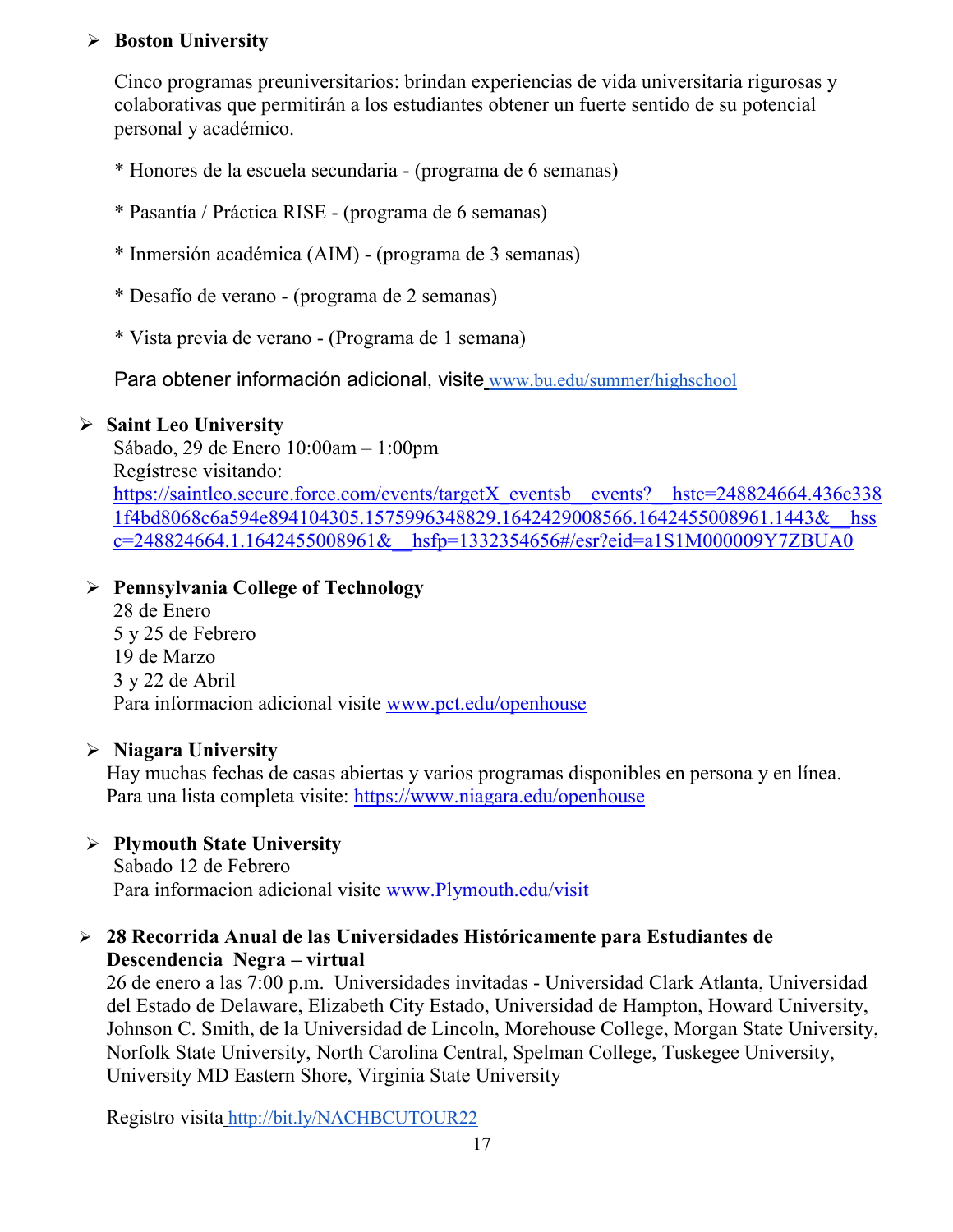- **Boston University**

  Cinco programas preuniversitarios: brindan experiencias de vida universitaria rigurosas y colaborativas que permitirán a los estudiantes obtener un fuerte sentido de su potencial personal y académico.

  * Honores de la escuela secundaria - (programa de 6 semanas)

  * Pasantía / Práctica RISE - (programa de 6 semanas)

  * Inmersión académica (AIM) - (programa de 3 semanas)

  * Desafío de verano - (programa de 2 semanas)

  * Vista previa de verano - (Programa de 1 semana)

  Para obtener información adicional, visite www.bu.edu/summer/highschool

- **Saint Leo University**
  Sábado, 29 de Enero 10:00am – 1:00pm
  Regístrese visitando:
  https://saintleo.secure.force.com/events/targetX_eventsb__events?__hstc=248824664.436c3381f4bd8068c6a594e894104305.1575996348829.1642429008566.1642455008961.1443&__hssc=248824664.1.1642455008961&__hsfp=1332354656#/esr?eid=a1S1M000009Y7ZBUA0

- **Pennsylvania College of Technology**
  28 de Enero
  5 y 25 de Febrero
  19 de Marzo
  3 y 22 de Abril
  Para informacion adicional visite www.pct.edu/openhouse

- **Niagara University**
  Hay muchas fechas de casas abiertas y varios programas disponibles en persona y en línea. Para una lista completa visite: https://www.niagara.edu/openhouse

- **Plymouth State University**
  Sabado 12 de Febrero
  Para informacion adicional visite www.Plymouth.edu/visit

- **28 Recorrida Anual de las Universidades Históricamente para Estudiantes de Descendencia Negra – virtual**
  26 de enero a las 7:00 p.m. Universidades invitadas - Universidad Clark Atlanta, Universidad del Estado de Delaware, Elizabeth City Estado, Universidad de Hampton, Howard University, Johnson C. Smith, de la Universidad de Lincoln, Morehouse College, Morgan State University, Norfolk State University, North Carolina Central, Spelman College, Tuskegee University, University MD Eastern Shore, Virginia State University

  Registro visita http://bit.ly/NACHBCUTOUR22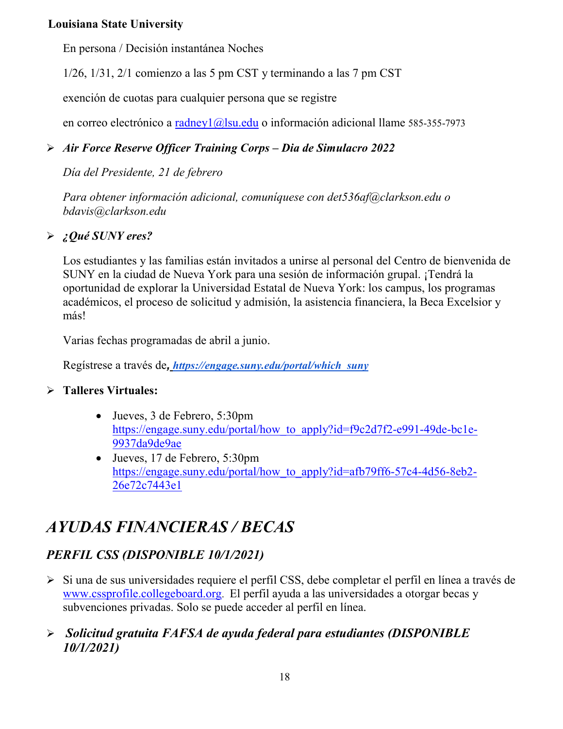**Louisiana State University**

En persona / Decisión instantánea Noches

1/26, 1/31, 2/1 comienzo a las 5 pm CST y terminando a las 7 pm CST

exención de cuotas para cualquier persona que se registre

en correo electrónico a radney1@lsu.edu o información adicional llame 585-355-7973

- ***Air Force Reserve Officer Training Corps – Dia de Simulacro 2022***

  *Día del Presidente, 21 de febrero*

  *Para obtener información adicional, comuníquese con det536af@clarkson.edu o bdavis@clarkson.edu*

- ***¿Qué SUNY eres?***

  Los estudiantes y las familias están invitados a unirse al personal del Centro de bienvenida de SUNY en la ciudad de Nueva York para una sesión de información grupal. ¡Tendrá la oportunidad de explorar la Universidad Estatal de Nueva York: los campus, los programas académicos, el proceso de solicitud y admisión, la asistencia financiera, la Beca Excelsior y más!

  Varias fechas programadas de abril a junio.

  Regístrese a través de, ***https://engage.suny.edu/portal/which_suny***

- **Talleres Virtuales:**

  - Jueves, 3 de Febrero, 5:30pm https://engage.suny.edu/portal/how_to_apply?id=f9c2d7f2-e991-49de-bc1e-9937da9de9ae
  - Jueves, 17 de Febrero, 5:30pm https://engage.suny.edu/portal/how_to_apply?id=afb79ff6-57c4-4d56-8eb2-26e72c7443e1

# *AYUDAS FINANCIERAS / BECAS*

## *PERFIL CSS (DISPONIBLE 10/1/2021)*

- Si una de sus universidades requiere el perfil CSS, debe completar el perfil en línea a través de www.cssprofile.collegeboard.org. El perfil ayuda a las universidades a otorgar becas y subvenciones privadas. Solo se puede acceder al perfil en línea.

- ***Solicitud gratuita FAFSA de ayuda federal para estudiantes (DISPONIBLE 10/1/2021)***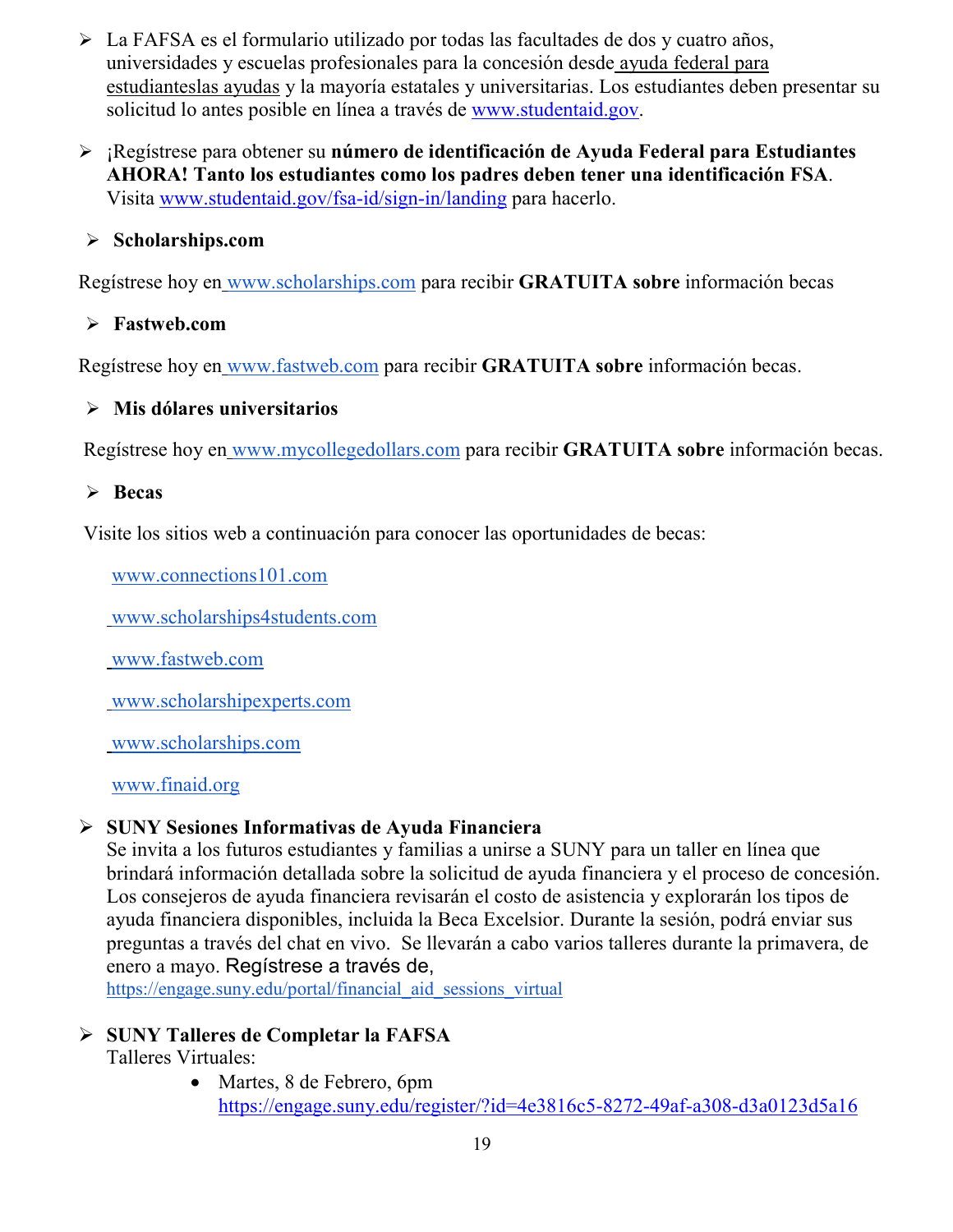- La FAFSA es el formulario utilizado por todas las facultades de dos y cuatro años, universidades y escuelas profesionales para la concesión desde ayuda federal para estudianteslas ayudas y la mayoría estatales y universitarias. Los estudiantes deben presentar su solicitud lo antes posible en línea a través de www.studentaid.gov.

- ¡Regístrese para obtener su **número de identificación de Ayuda Federal para Estudiantes AHORA! Tanto los estudiantes como los padres deben tener una identificación FSA**. Visita www.studentaid.gov/fsa-id/sign-in/landing para hacerlo.

- **Scholarships.com**

Regístrese hoy en www.scholarships.com para recibir **GRATUITA sobre** información becas

- **Fastweb.com**

Regístrese hoy en www.fastweb.com para recibir **GRATUITA sobre** información becas.

- **Mis dólares universitarios**

Regístrese hoy en www.mycollegedollars.com para recibir **GRATUITA sobre** información becas.

- **Becas**

Visite los sitios web a continuación para conocer las oportunidades de becas:

www.connections101.com

www.scholarships4students.com

www.fastweb.com

www.scholarshipexperts.com

www.scholarships.com

www.finaid.org

- **SUNY Sesiones Informativas de Ayuda Financiera**
  Se invita a los futuros estudiantes y familias a unirse a SUNY para un taller en línea que brindará información detallada sobre la solicitud de ayuda financiera y el proceso de concesión. Los consejeros de ayuda financiera revisarán el costo de asistencia y explorarán los tipos de ayuda financiera disponibles, incluida la Beca Excelsior. Durante la sesión, podrá enviar sus preguntas a través del chat en vivo. Se llevarán a cabo varios talleres durante la primavera, de enero a mayo. Regístrese a través de,
  https://engage.suny.edu/portal/financial_aid_sessions_virtual

- **SUNY Talleres de Completar la FAFSA**
  Talleres Virtuales:
  - Martes, 8 de Febrero, 6pm
    https://engage.suny.edu/register/?id=4e3816c5-8272-49af-a308-d3a0123d5a16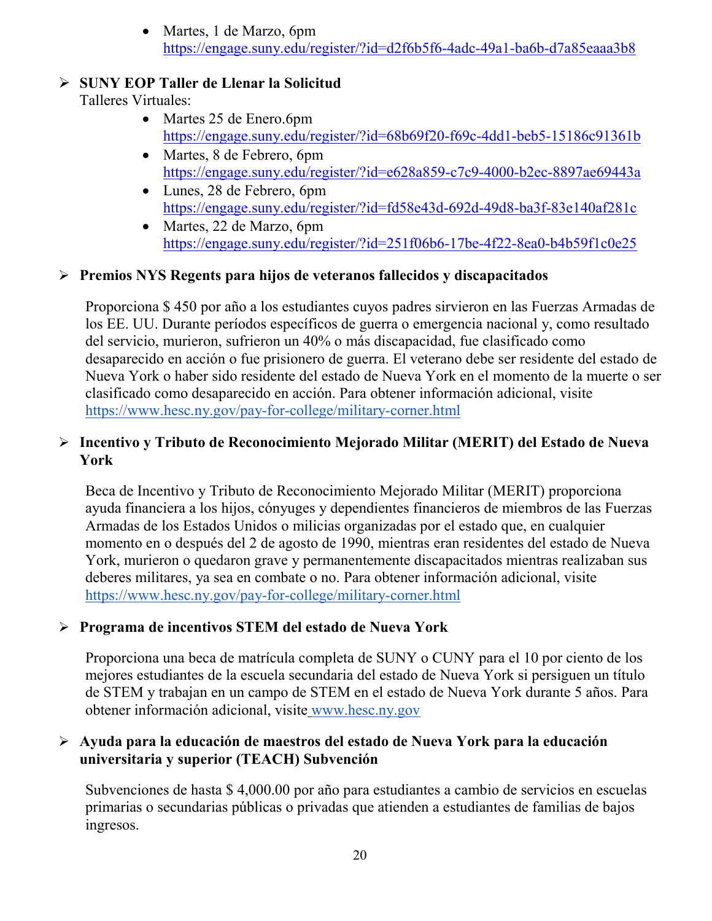- Martes, 1 de Marzo, 6pm
  https://engage.suny.edu/register/?id=d2f6b5f6-4adc-49a1-ba6b-d7a85eaaa3b8

- **SUNY EOP Taller de Llenar la Solicitud**

  Talleres Virtuales:
  - Martes 25 de Enero.6pm
    https://engage.suny.edu/register/?id=68b69f20-f69c-4dd1-beb5-15186c91361b
  - Martes, 8 de Febrero, 6pm
    https://engage.suny.edu/register/?id=e628a859-c7c9-4000-b2ec-8897ae69443a
  - Lunes, 28 de Febrero, 6pm
    https://engage.suny.edu/register/?id=fd58e43d-692d-49d8-ba3f-83e140af281c
  - Martes, 22 de Marzo, 6pm
    https://engage.suny.edu/register/?id=251f06b6-17be-4f22-8ea0-b4b59f1c0e25

- **Premios NYS Regents para hijos de veteranos fallecidos y discapacitados**

  Proporciona $ 450 por año a los estudiantes cuyos padres sirvieron en las Fuerzas Armadas de los EE. UU. Durante períodos específicos de guerra o emergencia nacional y, como resultado del servicio, murieron, sufrieron un 40% o más discapacidad, fue clasificado como desaparecido en acción o fue prisionero de guerra. El veterano debe ser residente del estado de Nueva York o haber sido residente del estado de Nueva York en el momento de la muerte o ser clasificado como desaparecido en acción. Para obtener información adicional, visite https://www.hesc.ny.gov/pay-for-college/military-corner.html

- **Incentivo y Tributo de Reconocimiento Mejorado Militar (MERIT) del Estado de Nueva York**

  Beca de Incentivo y Tributo de Reconocimiento Mejorado Militar (MERIT) proporciona ayuda financiera a los hijos, cónyuges y dependientes financieros de miembros de las Fuerzas Armadas de los Estados Unidos o milicias organizadas por el estado que, en cualquier momento en o después del 2 de agosto de 1990, mientras eran residentes del estado de Nueva York, murieron o quedaron grave y permanentemente discapacitados mientras realizaban sus deberes militares, ya sea en combate o no. Para obtener información adicional, visite https://www.hesc.ny.gov/pay-for-college/military-corner.html

- **Programa de incentivos STEM del estado de Nueva York**

  Proporciona una beca de matrícula completa de SUNY o CUNY para el 10 por ciento de los mejores estudiantes de la escuela secundaria del estado de Nueva York si persiguen un título de STEM y trabajan en un campo de STEM en el estado de Nueva York durante 5 años. Para obtener información adicional, visite www.hesc.ny.gov

- **Ayuda para la educación de maestros del estado de Nueva York para la educación universitaria y superior (TEACH) Subvención**

  Subvenciones de hasta $ 4,000.00 por año para estudiantes a cambio de servicios en escuelas primarias o secundarias públicas o privadas que atienden a estudiantes de familias de bajos ingresos.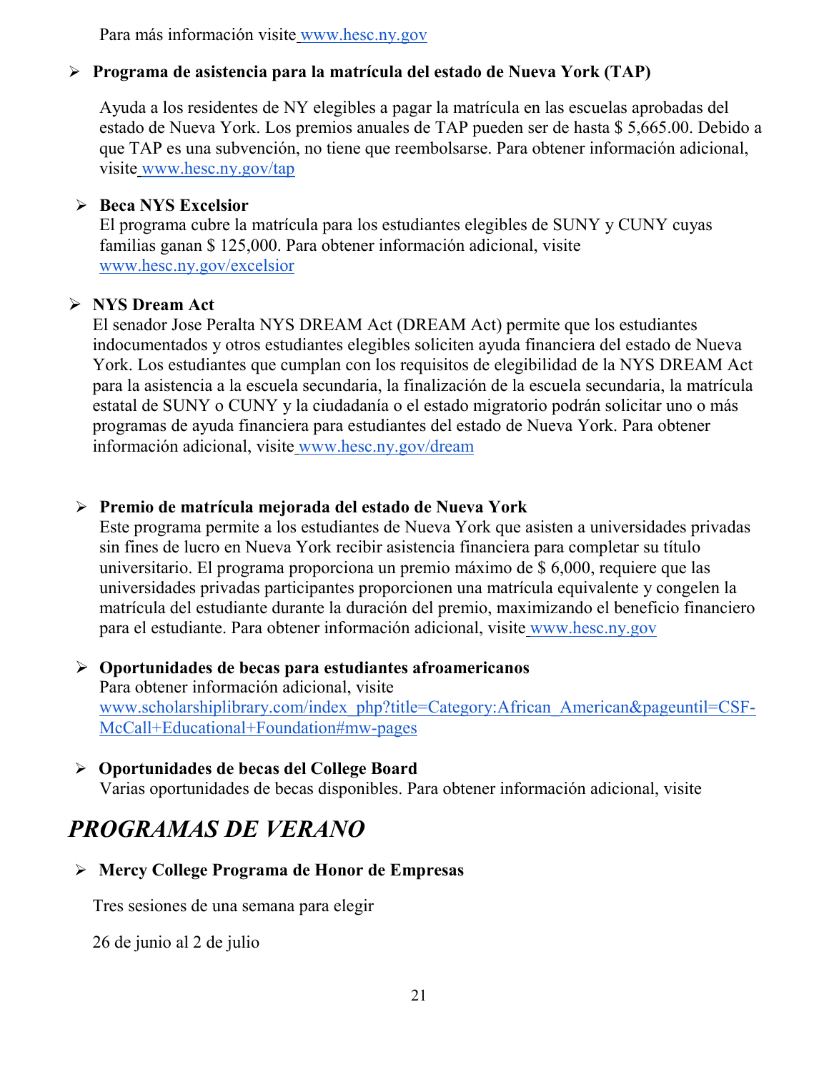Para más información visite www.hesc.ny.gov

- **Programa de asistencia para la matrícula del estado de Nueva York (TAP)**

  Ayuda a los residentes de NY elegibles a pagar la matrícula en las escuelas aprobadas del estado de Nueva York. Los premios anuales de TAP pueden ser de hasta $ 5,665.00. Debido a que TAP es una subvención, no tiene que reembolsarse. Para obtener información adicional, visite www.hesc.ny.gov/tap

- **Beca NYS Excelsior**
  El programa cubre la matrícula para los estudiantes elegibles de SUNY y CUNY cuyas familias ganan $ 125,000. Para obtener información adicional, visite www.hesc.ny.gov/excelsior

- **NYS Dream Act**
  El senador Jose Peralta NYS DREAM Act (DREAM Act) permite que los estudiantes indocumentados y otros estudiantes elegibles soliciten ayuda financiera del estado de Nueva York. Los estudiantes que cumplan con los requisitos de elegibilidad de la NYS DREAM Act para la asistencia a la escuela secundaria, la finalización de la escuela secundaria, la matrícula estatal de SUNY o CUNY y la ciudadanía o el estado migratorio podrán solicitar uno o más programas de ayuda financiera para estudiantes del estado de Nueva York. Para obtener información adicional, visite www.hesc.ny.gov/dream

- **Premio de matrícula mejorada del estado de Nueva York**
  Este programa permite a los estudiantes de Nueva York que asisten a universidades privadas sin fines de lucro en Nueva York recibir asistencia financiera para completar su título universitario. El programa proporciona un premio máximo de $ 6,000, requiere que las universidades privadas participantes proporcionen una matrícula equivalente y congelen la matrícula del estudiante durante la duración del premio, maximizando el beneficio financiero para el estudiante. Para obtener información adicional, visite www.hesc.ny.gov

- **Oportunidades de becas para estudiantes afroamericanos**
  Para obtener información adicional, visite www.scholarshiplibrary.com/index_php?title=Category:African_American&pageuntil=CSF-McCall+Educational+Foundation#mw-pages

- **Oportunidades de becas del College Board**
  Varias oportunidades de becas disponibles. Para obtener información adicional, visite

# *PROGRAMAS DE VERANO*

- **Mercy College Programa de Honor de Empresas**

  Tres sesiones de una semana para elegir

  26 de junio al 2 de julio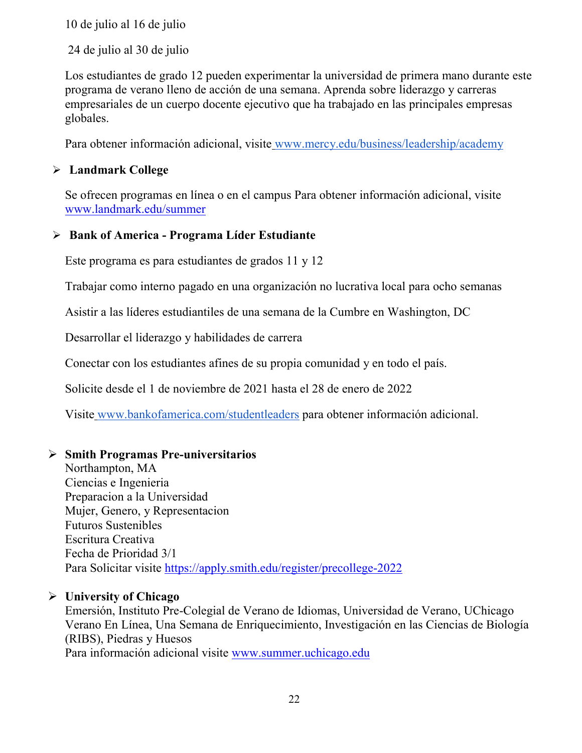10 de julio al 16 de julio

24 de julio al 30 de julio

Los estudiantes de grado 12 pueden experimentar la universidad de primera mano durante este programa de verano lleno de acción de una semana. Aprenda sobre liderazgo y carreras empresariales de un cuerpo docente ejecutivo que ha trabajado en las principales empresas globales.

Para obtener información adicional, visite www.mercy.edu/business/leadership/academy

- **Landmark College**

  Se ofrecen programas en línea o en el campus Para obtener información adicional, visite www.landmark.edu/summer

- **Bank of America - Programa Líder Estudiante**

  Este programa es para estudiantes de grados 11 y 12

  Trabajar como interno pagado en una organización no lucrativa local para ocho semanas

  Asistir a las líderes estudiantiles de una semana de la Cumbre en Washington, DC

  Desarrollar el liderazgo y habilidades de carrera

  Conectar con los estudiantes afines de su propia comunidad y en todo el país.

  Solicite desde el 1 de noviembre de 2021 hasta el 28 de enero de 2022

  Visite www.bankofamerica.com/studentleaders para obtener información adicional.

- **Smith Programas Pre-universitarios**
  Northampton, MA
  Ciencias e Ingenieria
  Preparacion a la Universidad
  Mujer, Genero, y Representacion
  Futuros Sustenibles
  Escritura Creativa
  Fecha de Prioridad 3/1
  Para Solicitar visite https://apply.smith.edu/register/precollege-2022

- **University of Chicago**
  Emersión, Instituto Pre-Colegial de Verano de Idiomas, Universidad de Verano, UChicago Verano En Línea, Una Semana de Enriquecimiento, Investigación en las Ciencias de Biología (RIBS), Piedras y Huesos
  Para información adicional visite www.summer.uchicago.edu